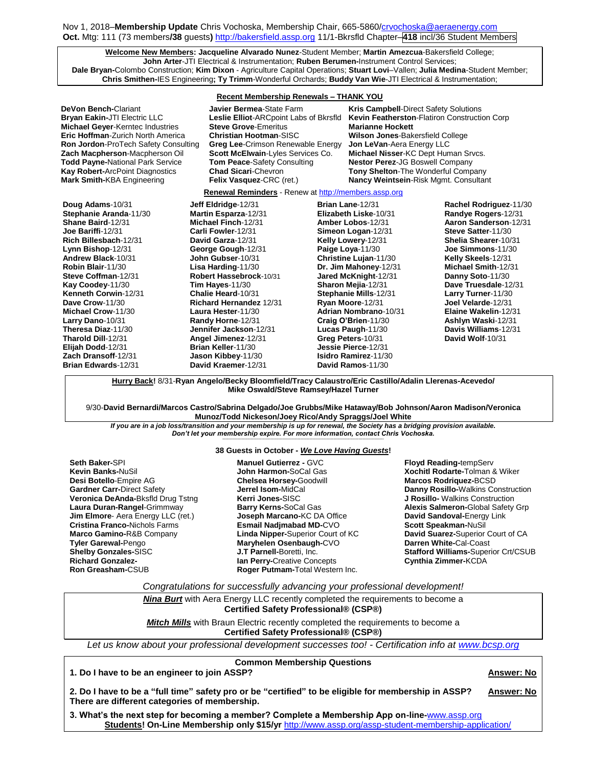Nov 1, 2018–**Membership Update** Chris Vochoska, Membership Chair, 665-5860/crvochoska@aeraenergy.com
**Oct.** Mtg: 111 (73 members**/38** guests**)** http://bakersfield.assp.org 11/1-Bkrsfld Chapter–**418** incl/36 Student Members

**Welcome New Members: Jacqueline Alvarado Nunez**-Student Member; **Martin Amezcua**-Bakersfield College; **John Arter**-JTI Electrical & Instrumentation; **Ruben Berumen-**Instrument Control Services; **Dale Bryan-**Colombo Construction; **Kim Dixon** - Agriculture Capital Operations; **Stuart Lovi**–Vallen; **Julia Medina**-Student Member; **Chris Smithen-**IES Engineering**; Ty Trimm**-Wonderful Orchards; **Buddy Van Wie**-JTI Electrical & Instrumentation;

## Recent Membership Renewals – THANK YOU

**DeVon Bench-**Clariant
**Bryan Eakin-**JTI Electric LLC
**Michael Geyer**-Kerntec Industries
**Eric Hoffman**-Zurich North America
**Ron Jordon**-ProTech Safety Consulting
**Zach Macpherson**-Macpherson Oil
**Todd Payne-**National Park Service
**Kay Robert-**ArcPoint Diagnostics
**Mark Smith-**KBA Engineering
**Javier Bermea**-State Farm
**Leslie Elliot**-ARCpoint Labs of Bkrsfld
**Steve Grove**-Emeritus
**Christian Hootman**-SISC
**Greg Lee**-Crimson Renewable Energy
**Scott McElwain**-Lyles Services Co.
**Tom Peace**-Safety Consulting
**Chad Sicari**-Chevron
**Felix Vasquez**-CRC (ret.)
**Kris Campbell**-Direct Safety Solutions
**Kevin Featherston**-Flatiron Construction Corp
**Marianne Hockett**
**Wilson Jones**-Bakersfield College
**Jon LeVan**-Aera Energy LLC
**Michael Nisser**-KC Dept Human Srvcs.
**Nestor Perez**-JG Boswell Company
**Tony Shelton**-The Wonderful Company
**Nancy Weintsein**-Risk Mgmt. Consultant

## Renewal Reminders - Renew at http://members.assp.org

**Doug Adams**-10/31
**Stephanie Aranda**-11/30
**Shane Baird**-12/31
**Joe Bariffi**-12/31
**Rich Billesbach**-12/31
**Lynn Bishop**-12/31
**Andrew Black**-10/31
**Robin Blair**-11/30
**Steve Coffman**-12/31
**Kay Coodey**-11/30
**Kenneth Corwin**-12/31
**Dave Crow**-11/30
**Michael Crow**-11/30
**Larry Dano**-10/31
**Theresa Diaz**-11/30
**Tharold Dill**-12/31
**Elijah Dodd**-12/31
**Zach Dransoff**-12/31
**Brian Edwards**-12/31
**Jeff Eldridge**-12/31
**Martin Esparza**-12/31
**Michael Finch**-12/31
**Carli Fowler**-12/31
**David Garza**-12/31
**George Gough**-12/31
**John Gubser**-10/31
**Lisa Harding**-11/30
**Robert Hassebrock**-10/31
**Tim Hayes**-11/30
**Chalie Heard**-10/31
**Richard Hernandez** 12/31
**Laura Hester**-11/30
**Randy Horne**-12/31
**Jennifer Jackson**-12/31
**Angel Jimenez**-12/31
**Brian Keller**-11/30
**Jason Kibbey**-11/30
**David Kraemer**-12/31
**Brian Lane**-12/31
**Elizabeth Liske**-10/31
**Amber Lobos**-12/31
**Simeon Logan**-12/31
**Kelly Lowery**-12/31
**Paige Loya**-11/30
**Christine Lujan**-11/30
**Dr. Jim Mahoney**-12/31
**Jared McKnight**-12/31
**Sharon Mejia**-12/31
**Stephanie Mills**-12/31
**Ryan Moore**-12/31
**Adrian Nombrano**-10/31
**Craig O'Brien**-11/30
**Lucas Paugh**-11/30
**Greg Peters**-10/31
**Jessie Pierce**-12/31
**Isidro Ramirez**-11/30
**David Ramos**-11/30
**Rachel Rodriguez**-11/30
**Randye Rogers**-12/31
**Aaron Sanderson**-12/31
**Steve Satter**-11/30
**Shelia Shearer**-10/31
**Joe Simmons**-11/30
**Kelly Skeels**-12/31
**Michael Smith**-12/31
**Danny Soto**-11/30
**Dave Truesdale**-12/31
**Larry Turner**-11/30
**Joel Velarde**-12/31
**Elaine Wakelin**-12/31
**Ashlyn Waski**-12/31
**Davis Williams**-12/31
**David Wolf**-10/31

**Hurry Back!** 8/31-**Ryan Angelo/Becky Bloomfield/Tracy Calaustro/Eric Castillo/Adalin Llerenas-Acevedo/ Mike Oswald/Steve Ramsey/Hazel Turner**

9/30-**David Bernardi/Marcos Castro/Sabrina Delgado/Joe Grubbs/Mike Hataway/Bob Johnson/Aaron Madison/Veronica Munoz/Todd Nickeson/Joey Rico/Andy Spraggs/Joel White**

***If you are in a job loss/transition and your membership is up for renewal, the Society has a bridging provision available. Don't let your membership expire. For more information, contact Chris Vochoska.***

## 38 Guests in October - *We Love Having Guests*!

**Seth Baker-**SPI
**Kevin Banks-**NuSil
**Desi Botello**-Empire AG
**Gardner Carr-**Direct Safety
**Veronica DeAnda-**Bksfld Drug Tstng
**Laura Duran-Rangel**-Grimmway
**Jim Elmore**- Aera Energy LLC (ret.)
**Cristina Franco-**Nichols Farms
**Marco Gamino-**R&B Company
**Tyler Garewal-**Pengo
**Shelby Gonzales-**SISC
**Richard Gonzalez-**
**Ron Greasham-**CSUB
**Manuel Gutierrez -** GVC
**John Harmon-**SoCal Gas
**Chelsea Horsey-**Goodwill
**Jerrel Isom-**MidCal
**Kerri Jones-**SISC
**Barry Kerns-**SoCal Gas
**Joseph Marcano-**KC DA Office
**Esmail Nadjmabad MD-**CVO
**Linda Nipper-**Superior Court of KC
**Maryhelen Osenbaugh-**CVO
**J.T Parnell-**Boretti, Inc.
**Ian Perry-**Creative Concepts
**Roger Putmam-**Total Western Inc.
**Floyd Reading-**tempServ
**Xochitl Rodarte-**Tolman & Wiker
**Marcos Rodriquez-**BCSD
**Danny Rosillo-**Walkins Construction
**J Rosillo-** Walkins Construction
**Alexis Salmeron-**Global Safety Grp
**David Sandoval-**Energy Link
**Scott Speakman-**NuSil
**David Suarez-**Superior Court of CA
**Darren White-**Cal-Coast
**Stafford Williams-**Superior Crt/CSUB
**Cynthia Zimmer-**KCDA

*Congratulations for successfully advancing your professional development!*

***Nina Burt*** with Aera Energy LLC recently completed the requirements to become a **Certified Safety Professional® (CSP®)**

***Mitch Mills*** with Braun Electric recently completed the requirements to become a **Certified Safety Professional® (CSP®)**

*Let us know about your professional development successes too! - Certification info at www.bcsp.org*

## Common Membership Questions

**1. Do I have to be an engineer to join ASSP?** **Answer: No**

**2. Do I have to be a "full time" safety pro or be "certified" to be eligible for membership in ASSP? There are different categories of membership.** **Answer: No**

**3. What's the next step for becoming a member? Complete a Membership App on-line-**www.assp.org
**Students! On-Line Membership only $15/yr** http://www.assp.org/assp-student-membership-application/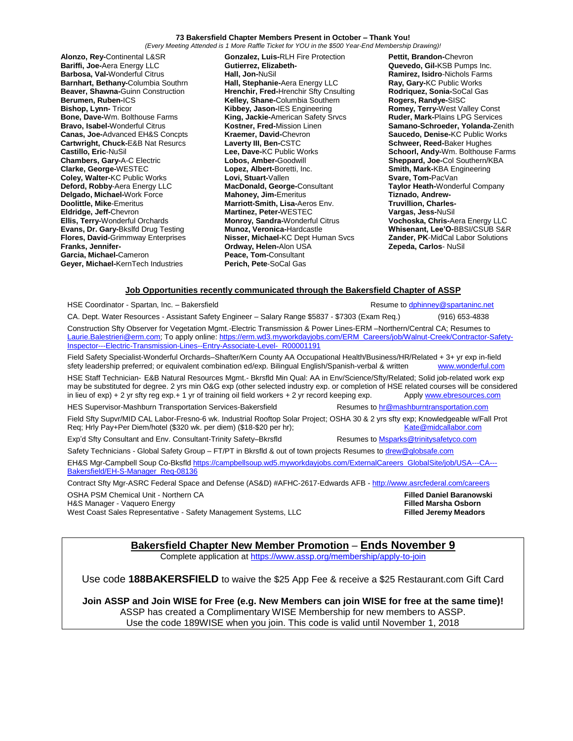**73 Bakersfield Chapter Members Present in October – Thank You!**

*(Every Meeting Attended is 1 More Raffle Ticket for YOU in the $500 Year-End Membership Drawing)!*

**Alonzo, Rey-**Continental L&SR
**Bariffi, Joe-**Aera Energy LLC
**Barbosa, Val-**Wonderful Citrus
**Barnhart, Bethany-**Columbia Southrn
**Beaver, Shawna-**Guinn Construction
**Berumen, Ruben-**ICS
**Bishop, Lynn-** Tricor
**Bone, Dave-**Wm. Bolthouse Farms
**Bravo, Isabel-**Wonderful Citrus
**Canas, Joe-**Advanced EH&S Concpts
**Cartwright, Chuck-**E&B Nat Resurcs
**Castillo, Eric**-NuSil
**Chambers, Gary-**A-C Electric
**Clarke, George-**WESTEC
**Coley, Walter-**KC Public Works
**Deford, Robby**-Aera Energy LLC
**Delgado, Michael-**Work Force
**Doolittle, Mike**-Emeritus
**Eldridge, Jeff-**Chevron
**Ellis, Terry-**Wonderful Orchards
**Evans, Dr. Gary-**Bkslfd Drug Testing
**Flores, David-**Grimmway Enterprises
**Franks, Jennifer-**
**Garcia, Michael-**Cameron
**Geyer, Michael-**KernTech Industries
**Gonzalez, Luis-**RLH Fire Protection
**Gutierrez, Elizabeth-**
**Hall, Jon-**NuSil
**Hall, Stephanie-**Aera Energy LLC
**Hrenchir, Fred-**Hrenchir Sfty Cnsulting
**Kelley, Shane-**Columbia Southern
**Kibbey, Jason-**IES Engineering
**King, Jackie-**American Safety Srvcs
**Kostner, Fred-**Mission Linen
**Kraemer, David-**Chevron
**Laverty III, Ben-**CSTC
**Lee, Dave-**KC Public Works
**Lobos, Amber-**Goodwill
**Lopez, Albert-**Boretti, Inc.
**Lovi, Stuart-**Vallen
**MacDonald, George-**Consultant
**Mahoney, Jim-**Emeritus
**Marriott-Smith, Lisa-**Aeros Env.
**Martinez, Peter-**WESTEC
**Monroy, Sandra-**Wonderful Citrus
**Munoz, Veronica-**Hardcastle
**Nisser, Michael-**KC Dept Human Svcs
**Ordway, Helen-**Alon USA
**Peace, Tom-**Consultant
**Perich, Pete**-SoCal Gas
**Pettit, Brandon-**Chevron
**Quevedo, Gil-**KSB Pumps Inc.
**Ramirez, Isidro**-Nichols Farms
**Ray, Gary-**KC Public Works
**Rodriquez, Sonia-**SoCal Gas
**Rogers, Randye-**SISC
**Romey, Terry-**West Valley Const
**Ruder, Mark-**Plains LPG Services
**Samano-Schroeder, Yolanda-**Zenith
**Saucedo, Denise-**KC Public Works
**Schweer, Reed-**Baker Hughes
**Schoorl, Andy-**Wm. Bolthouse Farms
**Sheppard, Joe-**Col Southern/KBA
**Smith, Mark-**KBA Engineering
**Svare, Tom-**PacVan
**Taylor Heath-**Wonderful Company
**Tiznado, Andrew-**
**Truvillion, Charles-**
**Vargas, Jess-**NuSil
**Vochoska, Chris-**Aera Energy LLC
**Whisenant, Lee'O-**BBSI/CSUB S&R
**Zander, PK**-MidCal Labor Solutions
**Zepeda, Carlos**- NuSil

## Job Opportunities recently communicated through the Bakersfield Chapter of ASSP

HSE Coordinator - Spartan, Inc. – Bakersfield — Resume to dphinney@spartaninc.net

CA. Dept. Water Resources - Assistant Safety Engineer – Salary Range $5837 - $7303 (Exam Req.) — (916) 653-4838

Construction Sfty Observer for Vegetation Mgmt.-Electric Transmission & Power Lines-ERM –Northern/Central CA; Resumes to Laurie.Balestrieri@erm.com; To apply online: https://erm.wd3.myworkdayjobs.com/ERM_Careers/job/Walnut-Creek/Contractor-Safety-Inspector---Electric-Transmission-Lines--Entry-Associate-Level-_R00001191

Field Safety Specialist-Wonderful Orchards–Shafter/Kern County AA Occupational Health/Business/HR/Related + 3+ yr exp in-field sfety leadership preferred; or equivalent combination ed/exp. Bilingual English/Spanish-verbal & written — www.wonderful.com

HSE Staff Technician- E&B Natural Resources Mgmt.- Bkrsfld Min Qual: AA in Env/Science/Sfty/Related; Solid job-related work exp may be substituted for degree. 2 yrs min O&G exp (other selected industry exp. or completion of HSE related courses will be considered in lieu of exp) + 2 yr sfty reg exp.+ 1 yr of training oil field workers + 2 yr record keeping exp. — Apply www.ebresources.com

HES Supervisor-Mashburn Transportation Services-Bakersfield — Resumes to hr@mashburntransportation.com

Field Sfty Supvr/MID CAL Labor-Fresno-6 wk. Industrial Rooftop Solar Project; OSHA 30 & 2 yrs sfty exp; Knowledgeable w/Fall Prot Req; Hrly Pay+Per Diem/hotel ($320 wk. per diem) ($18-$20 per hr); — Kate@midcallabor.com

Exp'd Sfty Consultant and Env. Consultant-Trinity Safety–Bkrsfld — Resumes to Msparks@trinitysafetyco.com

Safety Technicians - Global Safety Group – FT/PT in Bkrsfld & out of town projects Resumes to drew@globsafe.com

EH&S Mgr-Campbell Soup Co-Bksfld https://campbellsoup.wd5.myworkdayjobs.com/ExternalCareers_GlobalSite/job/USA---CA---Bakersfield/EH-S-Manager_Req-08136

Contract Sfty Mgr-ASRC Federal Space and Defense (AS&D) #AFHC-2617-Edwards AFB - http://www.asrcfederal.com/careers

OSHA PSM Chemical Unit - Northern CA — **Filled Daniel Baranowski**
H&S Manager - Vaquero Energy — **Filled Marsha Osborn**
West Coast Sales Representative - Safety Management Systems, LLC — **Filled Jeremy Meadors**

## Bakersfield Chapter New Member Promotion – Ends November 9

Complete application at https://www.assp.org/membership/apply-to-join

Use code **188BAKERSFIELD** to waive the $25 App Fee & receive a $25 Restaurant.com Gift Card

**Join ASSP and Join WISE for Free (e.g. New Members can join WISE for free at the same time)!**
ASSP has created a Complimentary WISE Membership for new members to ASSP.
Use the code 189WISE when you join. This code is valid until November 1, 2018